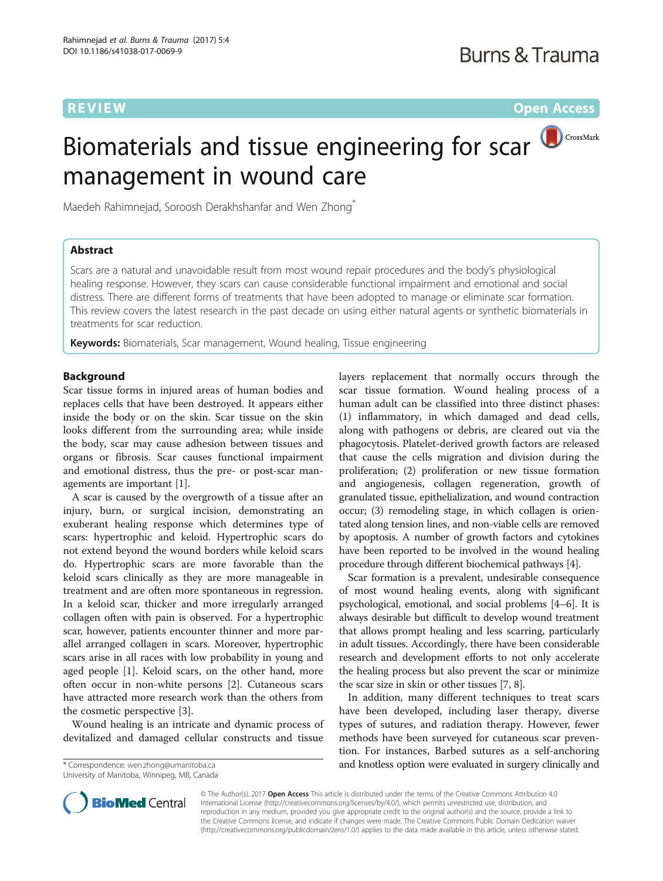REVIEW

Open Access

# Biomaterials and tissue engineering for scar management in wound care

Maedeh Rahimnejad, Soroosh Derakhshanfar and Wen Zhong*

## Abstract

Scars are a natural and unavoidable result from most wound repair procedures and the body's physiological healing response. However, they scars can cause considerable functional impairment and emotional and social distress. There are different forms of treatments that have been adopted to manage or eliminate scar formation. This review covers the latest research in the past decade on using either natural agents or synthetic biomaterials in treatments for scar reduction.

**Keywords:** Biomaterials, Scar management, Wound healing, Tissue engineering

## Background

Scar tissue forms in injured areas of human bodies and replaces cells that have been destroyed. It appears either inside the body or on the skin. Scar tissue on the skin looks different from the surrounding area; while inside the body, scar may cause adhesion between tissues and organs or fibrosis. Scar causes functional impairment and emotional distress, thus the pre- or post-scar managements are important [1].

A scar is caused by the overgrowth of a tissue after an injury, burn, or surgical incision, demonstrating an exuberant healing response which determines type of scars: hypertrophic and keloid. Hypertrophic scars do not extend beyond the wound borders while keloid scars do. Hypertrophic scars are more favorable than the keloid scars clinically as they are more manageable in treatment and are often more spontaneous in regression. In a keloid scar, thicker and more irregularly arranged collagen often with pain is observed. For a hypertrophic scar, however, patients encounter thinner and more parallel arranged collagen in scars. Moreover, hypertrophic scars arise in all races with low probability in young and aged people [1]. Keloid scars, on the other hand, more often occur in non-white persons [2]. Cutaneous scars have attracted more research work than the others from the cosmetic perspective [3].

Wound healing is an intricate and dynamic process of devitalized and damaged cellular constructs and tissue layers replacement that normally occurs through the scar tissue formation. Wound healing process of a human adult can be classified into three distinct phases: (1) inflammatory, in which damaged and dead cells, along with pathogens or debris, are cleared out via the phagocytosis. Platelet-derived growth factors are released that cause the cells migration and division during the proliferation; (2) proliferation or new tissue formation and angiogenesis, collagen regeneration, growth of granulated tissue, epithelialization, and wound contraction occur; (3) remodeling stage, in which collagen is orientated along tension lines, and non-viable cells are removed by apoptosis. A number of growth factors and cytokines have been reported to be involved in the wound healing procedure through different biochemical pathways [4].

Scar formation is a prevalent, undesirable consequence of most wound healing events, along with significant psychological, emotional, and social problems [4–6]. It is always desirable but difficult to develop wound treatment that allows prompt healing and less scarring, particularly in adult tissues. Accordingly, there have been considerable research and development efforts to not only accelerate the healing process but also prevent the scar or minimize the scar size in skin or other tissues [7, 8].

In addition, many different techniques to treat scars have been developed, including laser therapy, diverse types of sutures, and radiation therapy. However, fewer methods have been surveyed for cutaneous scar prevention. For instances, Barbed sutures as a self-anchoring and knotless option were evaluated in surgery clinically and

* Correspondence: wen.zhong@umanitoba.ca
University of Manitoba, Winnipeg, MB, Canada

© The Author(s). 2017 **Open Access** This article is distributed under the terms of the Creative Commons Attribution 4.0 International License (http://creativecommons.org/licenses/by/4.0/), which permits unrestricted use, distribution, and reproduction in any medium, provided you give appropriate credit to the original author(s) and the source, provide a link to the Creative Commons license, and indicate if changes were made. The Creative Commons Public Domain Dedication waiver (http://creativecommons.org/publicdomain/zero/1.0/) applies to the data made available in this article, unless otherwise stated.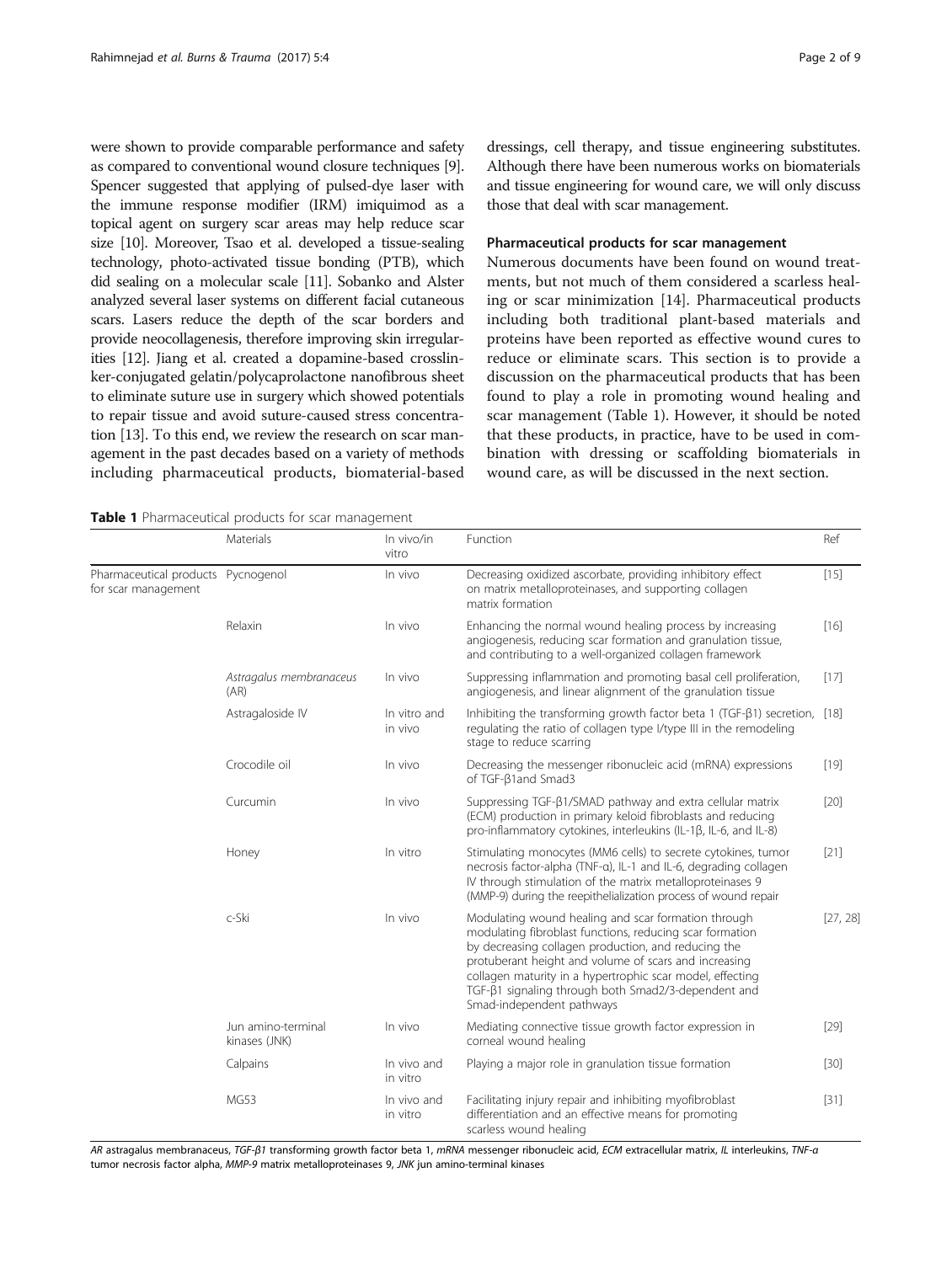were shown to provide comparable performance and safety as compared to conventional wound closure techniques [9]. Spencer suggested that applying of pulsed-dye laser with the immune response modifier (IRM) imiquimod as a topical agent on surgery scar areas may help reduce scar size [10]. Moreover, Tsao et al. developed a tissue-sealing technology, photo-activated tissue bonding (PTB), which did sealing on a molecular scale [11]. Sobanko and Alster analyzed several laser systems on different facial cutaneous scars. Lasers reduce the depth of the scar borders and provide neocollagenesis, therefore improving skin irregularities [12]. Jiang et al. created a dopamine-based crosslinker-conjugated gelatin/polycaprolactone nanofibrous sheet to eliminate suture use in surgery which showed potentials to repair tissue and avoid suture-caused stress concentration [13]. To this end, we review the research on scar management in the past decades based on a variety of methods including pharmaceutical products, biomaterial-based dressings, cell therapy, and tissue engineering substitutes. Although there have been numerous works on biomaterials and tissue engineering for wound care, we will only discuss those that deal with scar management.

## Pharmaceutical products for scar management

Numerous documents have been found on wound treatments, but not much of them considered a scarless healing or scar minimization [14]. Pharmaceutical products including both traditional plant-based materials and proteins have been reported as effective wound cures to reduce or eliminate scars. This section is to provide a discussion on the pharmaceutical products that has been found to play a role in promoting wound healing and scar management (Table 1). However, it should be noted that these products, in practice, have to be used in combination with dressing or scaffolding biomaterials in wound care, as will be discussed in the next section.

**Table 1** Pharmaceutical products for scar management

| | Materials | In vivo/in vitro | Function | Ref |
|---|---|---|---|---|
| Pharmaceutical products for scar management | Pycnogenol | In vivo | Decreasing oxidized ascorbate, providing inhibitory effect on matrix metalloproteinases, and supporting collagen matrix formation | [15] |
| | Relaxin | In vivo | Enhancing the normal wound healing process by increasing angiogenesis, reducing scar formation and granulation tissue, and contributing to a well-organized collagen framework | [16] |
| | *Astragalus membranaceus* (AR) | In vivo | Suppressing inflammation and promoting basal cell proliferation, angiogenesis, and linear alignment of the granulation tissue | [17] |
| | Astragaloside IV | In vitro and in vivo | Inhibiting the transforming growth factor beta 1 (TGF-β1) secretion, regulating the ratio of collagen type I/type III in the remodeling stage to reduce scarring | [18] |
| | Crocodile oil | In vivo | Decreasing the messenger ribonucleic acid (mRNA) expressions of TGF-β1and Smad3 | [19] |
| | Curcumin | In vivo | Suppressing TGF-β1/SMAD pathway and extra cellular matrix (ECM) production in primary keloid fibroblasts and reducing pro-inflammatory cytokines, interleukins (IL-1β, IL-6, and IL-8) | [20] |
| | Honey | In vitro | Stimulating monocytes (MM6 cells) to secrete cytokines, tumor necrosis factor-alpha (TNF-α), IL-1 and IL-6, degrading collagen IV through stimulation of the matrix metalloproteinases 9 (MMP-9) during the reepithelialization process of wound repair | [21] |
| | c-Ski | In vivo | Modulating wound healing and scar formation through modulating fibroblast functions, reducing scar formation by decreasing collagen production, and reducing the protuberant height and volume of scars and increasing collagen maturity in a hypertrophic scar model, effecting TGF-β1 signaling through both Smad2/3-dependent and Smad-independent pathways | [27, 28] |
| | Jun amino-terminal kinases (JNK) | In vivo | Mediating connective tissue growth factor expression in corneal wound healing | [29] |
| | Calpains | In vivo and in vitro | Playing a major role in granulation tissue formation | [30] |
| | MG53 | In vivo and in vitro | Facilitating injury repair and inhibiting myofibroblast differentiation and an effective means for promoting scarless wound healing | [31] |

*AR* astragalus membranaceus, *TGF-β1* transforming growth factor beta 1, *mRNA* messenger ribonucleic acid, *ECM* extracellular matrix, *IL* interleukins, *TNF-α* tumor necrosis factor alpha, *MMP-9* matrix metalloproteinases 9, *JNK* jun amino-terminal kinases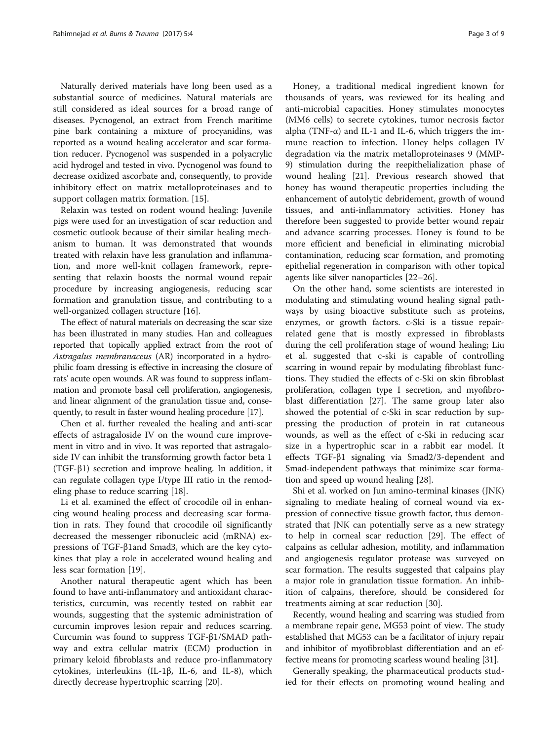Naturally derived materials have long been used as a substantial source of medicines. Natural materials are still considered as ideal sources for a broad range of diseases. Pycnogenol, an extract from French maritime pine bark containing a mixture of procyanidins, was reported as a wound healing accelerator and scar formation reducer. Pycnogenol was suspended in a polyacrylic acid hydrogel and tested in vivo. Pycnogenol was found to decrease oxidized ascorbate and, consequently, to provide inhibitory effect on matrix metalloproteinases and to support collagen matrix formation. [15].

Relaxin was tested on rodent wound healing: Juvenile pigs were used for an investigation of scar reduction and cosmetic outlook because of their similar healing mechanism to human. It was demonstrated that wounds treated with relaxin have less granulation and inflammation, and more well-knit collagen framework, representing that relaxin boosts the normal wound repair procedure by increasing angiogenesis, reducing scar formation and granulation tissue, and contributing to a well-organized collagen structure [16].

The effect of natural materials on decreasing the scar size has been illustrated in many studies. Han and colleagues reported that topically applied extract from the root of *Astragalus membranaceus* (AR) incorporated in a hydrophilic foam dressing is effective in increasing the closure of rats' acute open wounds. AR was found to suppress inflammation and promote basal cell proliferation, angiogenesis, and linear alignment of the granulation tissue and, consequently, to result in faster wound healing procedure [17].

Chen et al. further revealed the healing and anti-scar effects of astragaloside IV on the wound cure improvement in vitro and in vivo. It was reported that astragaloside IV can inhibit the transforming growth factor beta 1 (TGF-β1) secretion and improve healing. In addition, it can regulate collagen type I/type III ratio in the remodeling phase to reduce scarring [18].

Li et al. examined the effect of crocodile oil in enhancing wound healing process and decreasing scar formation in rats. They found that crocodile oil significantly decreased the messenger ribonucleic acid (mRNA) expressions of TGF-β1and Smad3, which are the key cytokines that play a role in accelerated wound healing and less scar formation [19].

Another natural therapeutic agent which has been found to have anti-inflammatory and antioxidant characteristics, curcumin, was recently tested on rabbit ear wounds, suggesting that the systemic administration of curcumin improves lesion repair and reduces scarring. Curcumin was found to suppress TGF-β1/SMAD pathway and extra cellular matrix (ECM) production in primary keloid fibroblasts and reduce pro-inflammatory cytokines, interleukins (IL-1β, IL-6, and IL-8), which directly decrease hypertrophic scarring [20].

Honey, a traditional medical ingredient known for thousands of years, was reviewed for its healing and anti-microbial capacities. Honey stimulates monocytes (MM6 cells) to secrete cytokines, tumor necrosis factor alpha (TNF-α) and IL-1 and IL-6, which triggers the immune reaction to infection. Honey helps collagen IV degradation via the matrix metalloproteinases 9 (MMP-9) stimulation during the reepithelialization phase of wound healing [21]. Previous research showed that honey has wound therapeutic properties including the enhancement of autolytic debridement, growth of wound tissues, and anti-inflammatory activities. Honey has therefore been suggested to provide better wound repair and advance scarring processes. Honey is found to be more efficient and beneficial in eliminating microbial contamination, reducing scar formation, and promoting epithelial regeneration in comparison with other topical agents like silver nanoparticles [22–26].

On the other hand, some scientists are interested in modulating and stimulating wound healing signal pathways by using bioactive substitute such as proteins, enzymes, or growth factors. c-Ski is a tissue repair-related gene that is mostly expressed in fibroblasts during the cell proliferation stage of wound healing; Liu et al. suggested that c-ski is capable of controlling scarring in wound repair by modulating fibroblast functions. They studied the effects of c-Ski on skin fibroblast proliferation, collagen type I secretion, and myofibroblast differentiation [27]. The same group later also showed the potential of c-Ski in scar reduction by suppressing the production of protein in rat cutaneous wounds, as well as the effect of c-Ski in reducing scar size in a hypertrophic scar in a rabbit ear model. It effects TGF-β1 signaling via Smad2/3-dependent and Smad-independent pathways that minimize scar formation and speed up wound healing [28].

Shi et al. worked on Jun amino-terminal kinases (JNK) signaling to mediate healing of corneal wound via expression of connective tissue growth factor, thus demonstrated that JNK can potentially serve as a new strategy to help in corneal scar reduction [29]. The effect of calpains as cellular adhesion, motility, and inflammation and angiogenesis regulator protease was surveyed on scar formation. The results suggested that calpains play a major role in granulation tissue formation. An inhibition of calpains, therefore, should be considered for treatments aiming at scar reduction [30].

Recently, wound healing and scarring was studied from a membrane repair gene, MG53 point of view. The study established that MG53 can be a facilitator of injury repair and inhibitor of myofibroblast differentiation and an effective means for promoting scarless wound healing [31].

Generally speaking, the pharmaceutical products studied for their effects on promoting wound healing and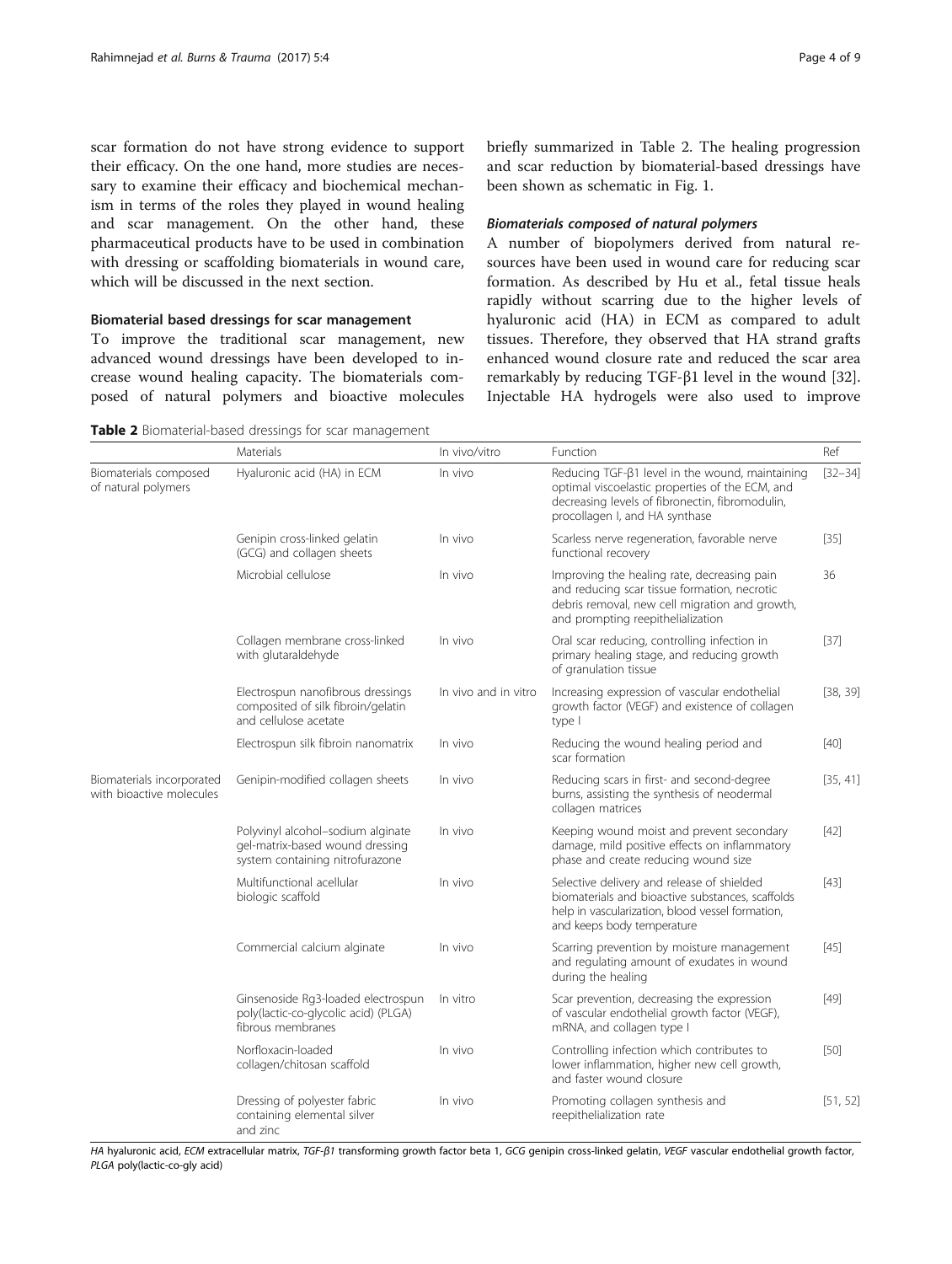scar formation do not have strong evidence to support their efficacy. On the one hand, more studies are necessary to examine their efficacy and biochemical mechanism in terms of the roles they played in wound healing and scar management. On the other hand, these pharmaceutical products have to be used in combination with dressing or scaffolding biomaterials in wound care, which will be discussed in the next section.

### Biomaterial based dressings for scar management

To improve the traditional scar management, new advanced wound dressings have been developed to increase wound healing capacity. The biomaterials composed of natural polymers and bioactive molecules briefly summarized in Table 2. The healing progression and scar reduction by biomaterial-based dressings have been shown as schematic in Fig. 1.

#### *Biomaterials composed of natural polymers*

A number of biopolymers derived from natural resources have been used in wound care for reducing scar formation. As described by Hu et al., fetal tissue heals rapidly without scarring due to the higher levels of hyaluronic acid (HA) in ECM as compared to adult tissues. Therefore, they observed that HA strand grafts enhanced wound closure rate and reduced the scar area remarkably by reducing TGF-β1 level in the wound [32]. Injectable HA hydrogels were also used to improve

**Table 2** Biomaterial-based dressings for scar management

| | Materials | In vivo/vitro | Function | Ref |
|---|---|---|---|---|
| Biomaterials composed of natural polymers | Hyaluronic acid (HA) in ECM | In vivo | Reducing TGF-β1 level in the wound, maintaining optimal viscoelastic properties of the ECM, and decreasing levels of fibronectin, fibromodulin, procollagen I, and HA synthase | [32–34] |
| | Genipin cross-linked gelatin (GCG) and collagen sheets | In vivo | Scarless nerve regeneration, favorable nerve functional recovery | [35] |
| | Microbial cellulose | In vivo | Improving the healing rate, decreasing pain and reducing scar tissue formation, necrotic debris removal, new cell migration and growth, and prompting reepithelialization | 36 |
| | Collagen membrane cross-linked with glutaraldehyde | In vivo | Oral scar reducing, controlling infection in primary healing stage, and reducing growth of granulation tissue | [37] |
| | Electrospun nanofibrous dressings composited of silk fibroin/gelatin and cellulose acetate | In vivo and in vitro | Increasing expression of vascular endothelial growth factor (VEGF) and existence of collagen type I | [38, 39] |
| | Electrospun silk fibroin nanomatrix | In vivo | Reducing the wound healing period and scar formation | [40] |
| Biomaterials incorporated with bioactive molecules | Genipin-modified collagen sheets | In vivo | Reducing scars in first- and second-degree burns, assisting the synthesis of neodermal collagen matrices | [35, 41] |
| | Polyvinyl alcohol–sodium alginate gel-matrix-based wound dressing system containing nitrofurazone | In vivo | Keeping wound moist and prevent secondary damage, mild positive effects on inflammatory phase and create reducing wound size | [42] |
| | Multifunctional acellular biologic scaffold | In vivo | Selective delivery and release of shielded biomaterials and bioactive substances, scaffolds help in vascularization, blood vessel formation, and keeps body temperature | [43] |
| | Commercial calcium alginate | In vivo | Scarring prevention by moisture management and regulating amount of exudates in wound during the healing | [45] |
| | Ginsenoside Rg3-loaded electrospun poly(lactic-co-glycolic acid) (PLGA) fibrous membranes | In vitro | Scar prevention, decreasing the expression of vascular endothelial growth factor (VEGF), mRNA, and collagen type I | [49] |
| | Norfloxacin-loaded collagen/chitosan scaffold | In vivo | Controlling infection which contributes to lower inflammation, higher new cell growth, and faster wound closure | [50] |
| | Dressing of polyester fabric containing elemental silver and zinc | In vivo | Promoting collagen synthesis and reepithelialization rate | [51, 52] |

*HA* hyaluronic acid, *ECM* extracellular matrix, *TGF-β1* transforming growth factor beta 1, *GCG* genipin cross-linked gelatin, *VEGF* vascular endothelial growth factor, *PLGA* poly(lactic-co-gly acid)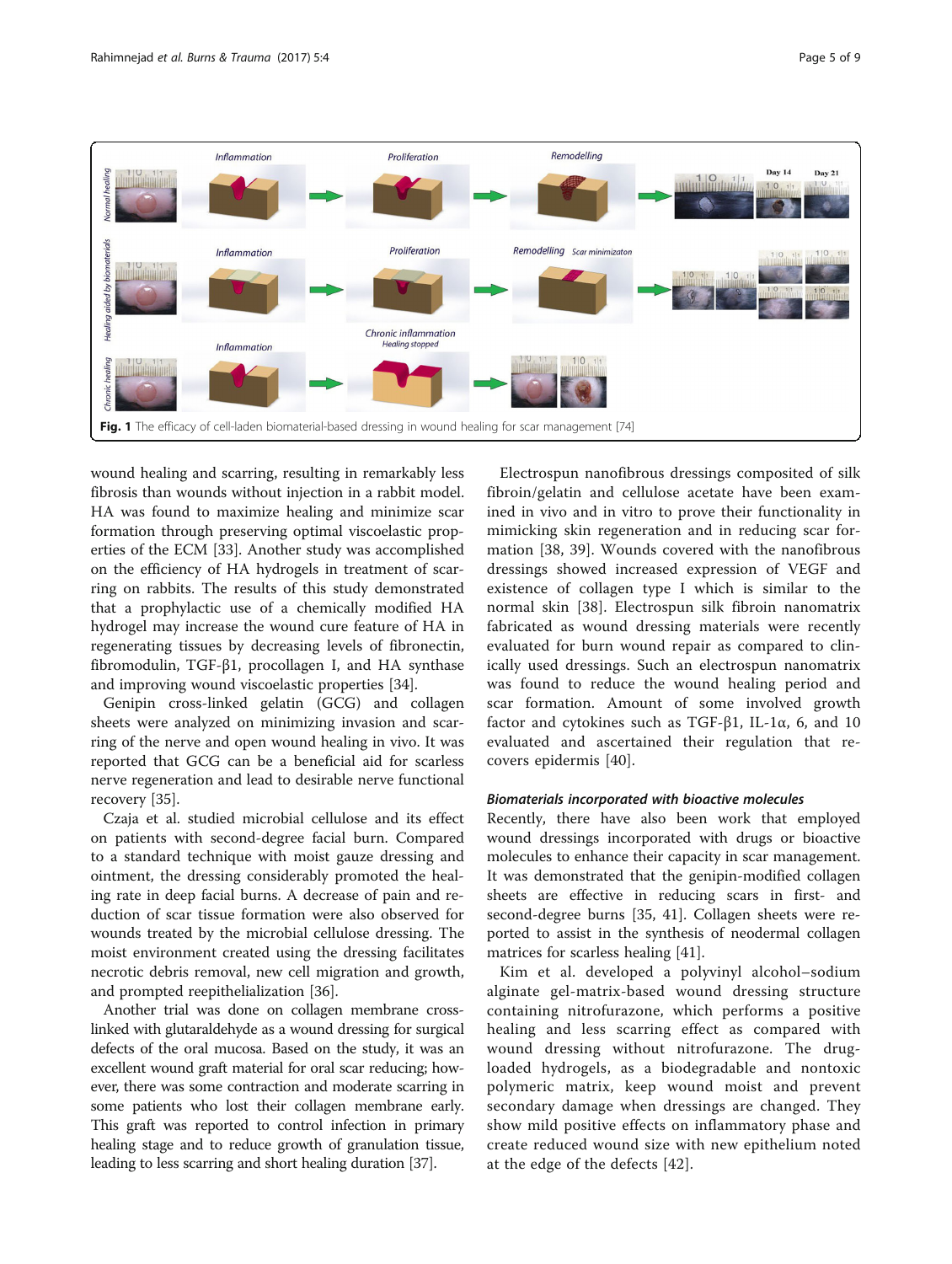Fig. 1 The efficacy of cell-laden biomaterial-based dressing in wound healing for scar management [74]

wound healing and scarring, resulting in remarkably less fibrosis than wounds without injection in a rabbit model. HA was found to maximize healing and minimize scar formation through preserving optimal viscoelastic properties of the ECM [33]. Another study was accomplished on the efficiency of HA hydrogels in treatment of scarring on rabbits. The results of this study demonstrated that a prophylactic use of a chemically modified HA hydrogel may increase the wound cure feature of HA in regenerating tissues by decreasing levels of fibronectin, fibromodulin, TGF-β1, procollagen I, and HA synthase and improving wound viscoelastic properties [34].

Genipin cross-linked gelatin (GCG) and collagen sheets were analyzed on minimizing invasion and scarring of the nerve and open wound healing in vivo. It was reported that GCG can be a beneficial aid for scarless nerve regeneration and lead to desirable nerve functional recovery [35].

Czaja et al. studied microbial cellulose and its effect on patients with second-degree facial burn. Compared to a standard technique with moist gauze dressing and ointment, the dressing considerably promoted the healing rate in deep facial burns. A decrease of pain and reduction of scar tissue formation were also observed for wounds treated by the microbial cellulose dressing. The moist environment created using the dressing facilitates necrotic debris removal, new cell migration and growth, and prompted reepithelialization [36].

Another trial was done on collagen membrane cross-linked with glutaraldehyde as a wound dressing for surgical defects of the oral mucosa. Based on the study, it was an excellent wound graft material for oral scar reducing; however, there was some contraction and moderate scarring in some patients who lost their collagen membrane early. This graft was reported to control infection in primary healing stage and to reduce growth of granulation tissue, leading to less scarring and short healing duration [37].

Electrospun nanofibrous dressings composited of silk fibroin/gelatin and cellulose acetate have been examined in vivo and in vitro to prove their functionality in mimicking skin regeneration and in reducing scar formation [38, 39]. Wounds covered with the nanofibrous dressings showed increased expression of VEGF and existence of collagen type I which is similar to the normal skin [38]. Electrospun silk fibroin nanomatrix fabricated as wound dressing materials were recently evaluated for burn wound repair as compared to clinically used dressings. Such an electrospun nanomatrix was found to reduce the wound healing period and scar formation. Amount of some involved growth factor and cytokines such as TGF-β1, IL-1α, 6, and 10 evaluated and ascertained their regulation that recovers epidermis [40].

#### *Biomaterials incorporated with bioactive molecules*

Recently, there have also been work that employed wound dressings incorporated with drugs or bioactive molecules to enhance their capacity in scar management. It was demonstrated that the genipin-modified collagen sheets are effective in reducing scars in first- and second-degree burns [35, 41]. Collagen sheets were reported to assist in the synthesis of neodermal collagen matrices for scarless healing [41].

Kim et al. developed a polyvinyl alcohol–sodium alginate gel-matrix-based wound dressing structure containing nitrofurazone, which performs a positive healing and less scarring effect as compared with wound dressing without nitrofurazone. The drug-loaded hydrogels, as a biodegradable and nontoxic polymeric matrix, keep wound moist and prevent secondary damage when dressings are changed. They show mild positive effects on inflammatory phase and create reduced wound size with new epithelium noted at the edge of the defects [42].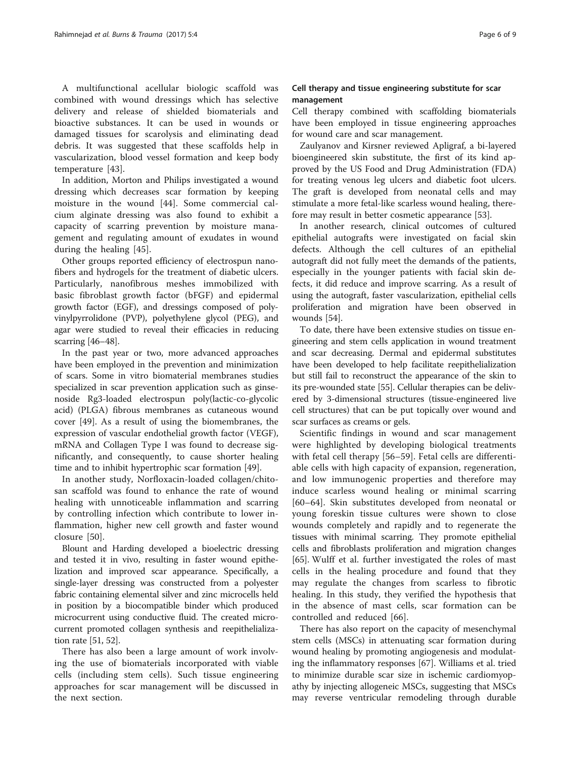A multifunctional acellular biologic scaffold was combined with wound dressings which has selective delivery and release of shielded biomaterials and bioactive substances. It can be used in wounds or damaged tissues for scarolysis and eliminating dead debris. It was suggested that these scaffolds help in vascularization, blood vessel formation and keep body temperature [43].

In addition, Morton and Philips investigated a wound dressing which decreases scar formation by keeping moisture in the wound [44]. Some commercial calcium alginate dressing was also found to exhibit a capacity of scarring prevention by moisture management and regulating amount of exudates in wound during the healing [45].

Other groups reported efficiency of electrospun nanofibers and hydrogels for the treatment of diabetic ulcers. Particularly, nanofibrous meshes immobilized with basic fibroblast growth factor (bFGF) and epidermal growth factor (EGF), and dressings composed of polyvinylpyrrolidone (PVP), polyethylene glycol (PEG), and agar were studied to reveal their efficacies in reducing scarring [46–48].

In the past year or two, more advanced approaches have been employed in the prevention and minimization of scars. Some in vitro biomaterial membranes studies specialized in scar prevention application such as ginsenoside Rg3-loaded electrospun poly(lactic-co-glycolic acid) (PLGA) fibrous membranes as cutaneous wound cover [49]. As a result of using the biomembranes, the expression of vascular endothelial growth factor (VEGF), mRNA and Collagen Type I was found to decrease significantly, and consequently, to cause shorter healing time and to inhibit hypertrophic scar formation [49].

In another study, Norfloxacin-loaded collagen/chitosan scaffold was found to enhance the rate of wound healing with unnoticeable inflammation and scarring by controlling infection which contribute to lower inflammation, higher new cell growth and faster wound closure [50].

Blount and Harding developed a bioelectric dressing and tested it in vivo, resulting in faster wound epithelization and improved scar appearance. Specifically, a single-layer dressing was constructed from a polyester fabric containing elemental silver and zinc microcells held in position by a biocompatible binder which produced microcurrent using conductive fluid. The created microcurrent promoted collagen synthesis and reepithelialization rate [51, 52].

There has also been a large amount of work involving the use of biomaterials incorporated with viable cells (including stem cells). Such tissue engineering approaches for scar management will be discussed in the next section.

## Cell therapy and tissue engineering substitute for scar management

Cell therapy combined with scaffolding biomaterials have been employed in tissue engineering approaches for wound care and scar management.

Zaulyanov and Kirsner reviewed Apligraf, a bi-layered bioengineered skin substitute, the first of its kind approved by the US Food and Drug Administration (FDA) for treating venous leg ulcers and diabetic foot ulcers. The graft is developed from neonatal cells and may stimulate a more fetal-like scarless wound healing, therefore may result in better cosmetic appearance [53].

In another research, clinical outcomes of cultured epithelial autografts were investigated on facial skin defects. Although the cell cultures of an epithelial autograft did not fully meet the demands of the patients, especially in the younger patients with facial skin defects, it did reduce and improve scarring. As a result of using the autograft, faster vascularization, epithelial cells proliferation and migration have been observed in wounds [54].

To date, there have been extensive studies on tissue engineering and stem cells application in wound treatment and scar decreasing. Dermal and epidermal substitutes have been developed to help facilitate reepithelialization but still fail to reconstruct the appearance of the skin to its pre-wounded state [55]. Cellular therapies can be delivered by 3-dimensional structures (tissue-engineered live cell structures) that can be put topically over wound and scar surfaces as creams or gels.

Scientific findings in wound and scar management were highlighted by developing biological treatments with fetal cell therapy [56–59]. Fetal cells are differentiable cells with high capacity of expansion, regeneration, and low immunogenic properties and therefore may induce scarless wound healing or minimal scarring [60–64]. Skin substitutes developed from neonatal or young foreskin tissue cultures were shown to close wounds completely and rapidly and to regenerate the tissues with minimal scarring. They promote epithelial cells and fibroblasts proliferation and migration changes [65]. Wulff et al. further investigated the roles of mast cells in the healing procedure and found that they may regulate the changes from scarless to fibrotic healing. In this study, they verified the hypothesis that in the absence of mast cells, scar formation can be controlled and reduced [66].

There has also report on the capacity of mesenchymal stem cells (MSCs) in attenuating scar formation during wound healing by promoting angiogenesis and modulating the inflammatory responses [67]. Williams et al. tried to minimize durable scar size in ischemic cardiomyopathy by injecting allogeneic MSCs, suggesting that MSCs may reverse ventricular remodeling through durable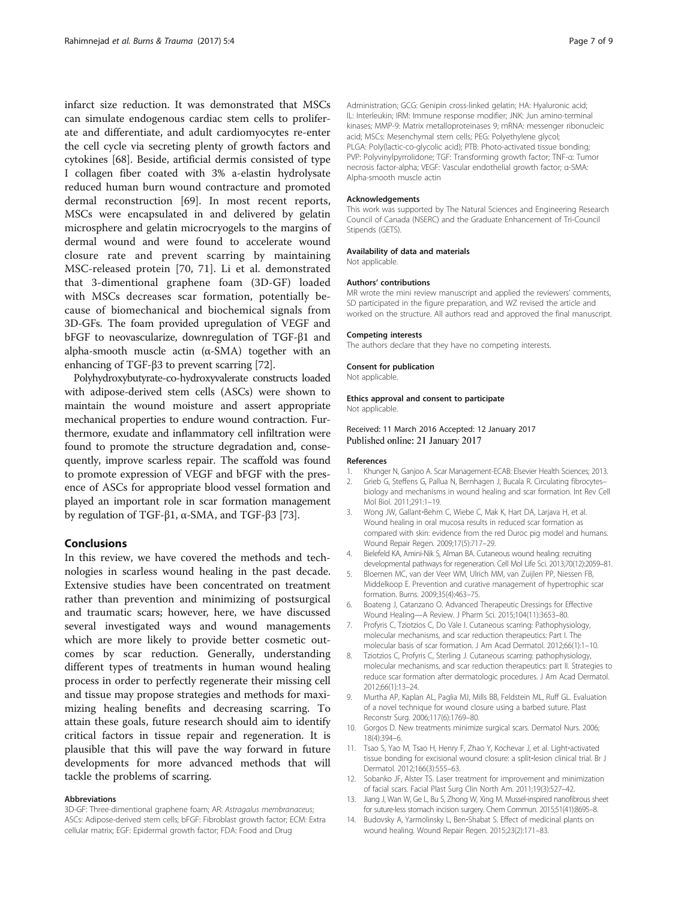infarct size reduction. It was demonstrated that MSCs can simulate endogenous cardiac stem cells to proliferate and differentiate, and adult cardiomyocytes re-enter the cell cycle via secreting plenty of growth factors and cytokines [68]. Beside, artificial dermis consisted of type I collagen fiber coated with 3% a-elastin hydrolysate reduced human burn wound contracture and promoted dermal reconstruction [69]. In most recent reports, MSCs were encapsulated in and delivered by gelatin microsphere and gelatin microcryogels to the margins of dermal wound and were found to accelerate wound closure rate and prevent scarring by maintaining MSC-released protein [70, 71]. Li et al. demonstrated that 3-dimentional graphene foam (3D-GF) loaded with MSCs decreases scar formation, potentially because of biomechanical and biochemical signals from 3D-GFs. The foam provided upregulation of VEGF and bFGF to neovascularize, downregulation of TGF-β1 and alpha-smooth muscle actin (α-SMA) together with an enhancing of TGF-β3 to prevent scarring [72].

Polyhydroxybutyrate-co-hydroxyvalerate constructs loaded with adipose-derived stem cells (ASCs) were shown to maintain the wound moisture and assert appropriate mechanical properties to endure wound contraction. Furthermore, exudate and inflammatory cell infiltration were found to promote the structure degradation and, consequently, improve scarless repair. The scaffold was found to promote expression of VEGF and bFGF with the presence of ASCs for appropriate blood vessel formation and played an important role in scar formation management by regulation of TGF-β1, α-SMA, and TGF-β3 [73].

## Conclusions

In this review, we have covered the methods and technologies in scarless wound healing in the past decade. Extensive studies have been concentrated on treatment rather than prevention and minimizing of postsurgical and traumatic scars; however, here, we have discussed several investigated ways and wound managements which are more likely to provide better cosmetic outcomes by scar reduction. Generally, understanding different types of treatments in human wound healing process in order to perfectly regenerate their missing cell and tissue may propose strategies and methods for maximizing healing benefits and decreasing scarring. To attain these goals, future research should aim to identify critical factors in tissue repair and regeneration. It is plausible that this will pave the way forward in future developments for more advanced methods that will tackle the problems of scarring.

#### Abbreviations

3D-GF: Three-dimentional graphene foam; AR: *Astragalus membranaceus*; ASCs: Adipose-derived stem cells; bFGF: Fibroblast growth factor; ECM: Extra cellular matrix; EGF: Epidermal growth factor; FDA: Food and Drug Administration; GCG: Genipin cross-linked gelatin; HA: Hyaluronic acid; IL: Interleukin; IRM: Immune response modifier; JNK: Jun amino-terminal kinases; MMP-9: Matrix metalloproteinases 9; mRNA: messenger ribonucleic acid; MSCs: Mesenchymal stem cells; PEG: Polyethylene glycol; PLGA: Poly(lactic-co-glycolic acid); PTB: Photo-activated tissue bonding; PVP: Polyvinylpyrrolidone; TGF: Transforming growth factor; TNF-α: Tumor necrosis factor-alpha; VEGF: Vascular endothelial growth factor; α-SMA: Alpha-smooth muscle actin

#### Acknowledgements

This work was supported by The Natural Sciences and Engineering Research Council of Canada (NSERC) and the Graduate Enhancement of Tri-Council Stipends (GETS).

#### Availability of data and materials

Not applicable.

#### Authors' contributions

MR wrote the mini review manuscript and applied the reviewers' comments, SD participated in the figure preparation, and WZ revised the article and worked on the structure. All authors read and approved the final manuscript.

#### Competing interests

The authors declare that they have no competing interests.

#### Consent for publication

Not applicable.

#### Ethics approval and consent to participate

Not applicable.

Received: 11 March 2016 Accepted: 12 January 2017
Published online: 21 January 2017

#### References

1. Khunger N, Ganjoo A. Scar Management-ECAB: Elsevier Health Sciences; 2013.
2. Grieb G, Steffens G, Pallua N, Bernhagen J, Bucala R. Circulating fibrocytes–biology and mechanisms in wound healing and scar formation. Int Rev Cell Mol Biol. 2011;291:1–19.
3. Wong JW, Gallant-Behm C, Wiebe C, Mak K, Hart DA, Larjava H, et al. Wound healing in oral mucosa results in reduced scar formation as compared with skin: evidence from the red Duroc pig model and humans. Wound Repair Regen. 2009;17(5):717–29.
4. Bielefeld KA, Amini-Nik S, Alman BA. Cutaneous wound healing: recruiting developmental pathways for regeneration. Cell Mol Life Sci. 2013;70(12):2059–81.
5. Bloemen MC, van der Veer WM, Ulrich MM, van Zuijlen PP, Niessen FB, Middelkoop E. Prevention and curative management of hypertrophic scar formation. Burns. 2009;35(4):463–75.
6. Boateng J, Catanzano O. Advanced Therapeutic Dressings for Effective Wound Healing—A Review. J Pharm Sci. 2015;104(11):3653–80.
7. Profyris C, Tziotzios C, Do Vale I. Cutaneous scarring: Pathophysiology, molecular mechanisms, and scar reduction therapeutics: Part I. The molecular basis of scar formation. J Am Acad Dermatol. 2012;66(1):1–10.
8. Tziotzios C, Profyris C, Sterling J. Cutaneous scarring: pathophysiology, molecular mechanisms, and scar reduction therapeutics: part II. Strategies to reduce scar formation after dermatologic procedures. J Am Acad Dermatol. 2012;66(1):13–24.
9. Murtha AP, Kaplan AL, Paglia MJ, Mills BB, Feldstein ML, Ruff GL. Evaluation of a novel technique for wound closure using a barbed suture. Plast Reconstr Surg. 2006;117(6):1769–80.
10. Gorgos D. New treatments minimize surgical scars. Dermatol Nurs. 2006; 18(4):394–6.
11. Tsao S, Yao M, Tsao H, Henry F, Zhao Y, Kochevar J, et al. Light-activated tissue bonding for excisional wound closure: a split-lesion clinical trial. Br J Dermatol. 2012;166(3):555–63.
12. Sobanko JF, Alster TS. Laser treatment for improvement and minimization of facial scars. Facial Plast Surg Clin North Am. 2011;19(3):527–42.
13. Jiang J, Wan W, Ge L, Bu S, Zhong W, Xing M. Mussel-inspired nanofibrous sheet for suture-less stomach incision surgery. Chem Commun. 2015;51(41):8695–8.
14. Budovsky A, Yarmolinsky L, Ben-Shabat S. Effect of medicinal plants on wound healing. Wound Repair Regen. 2015;23(2):171–83.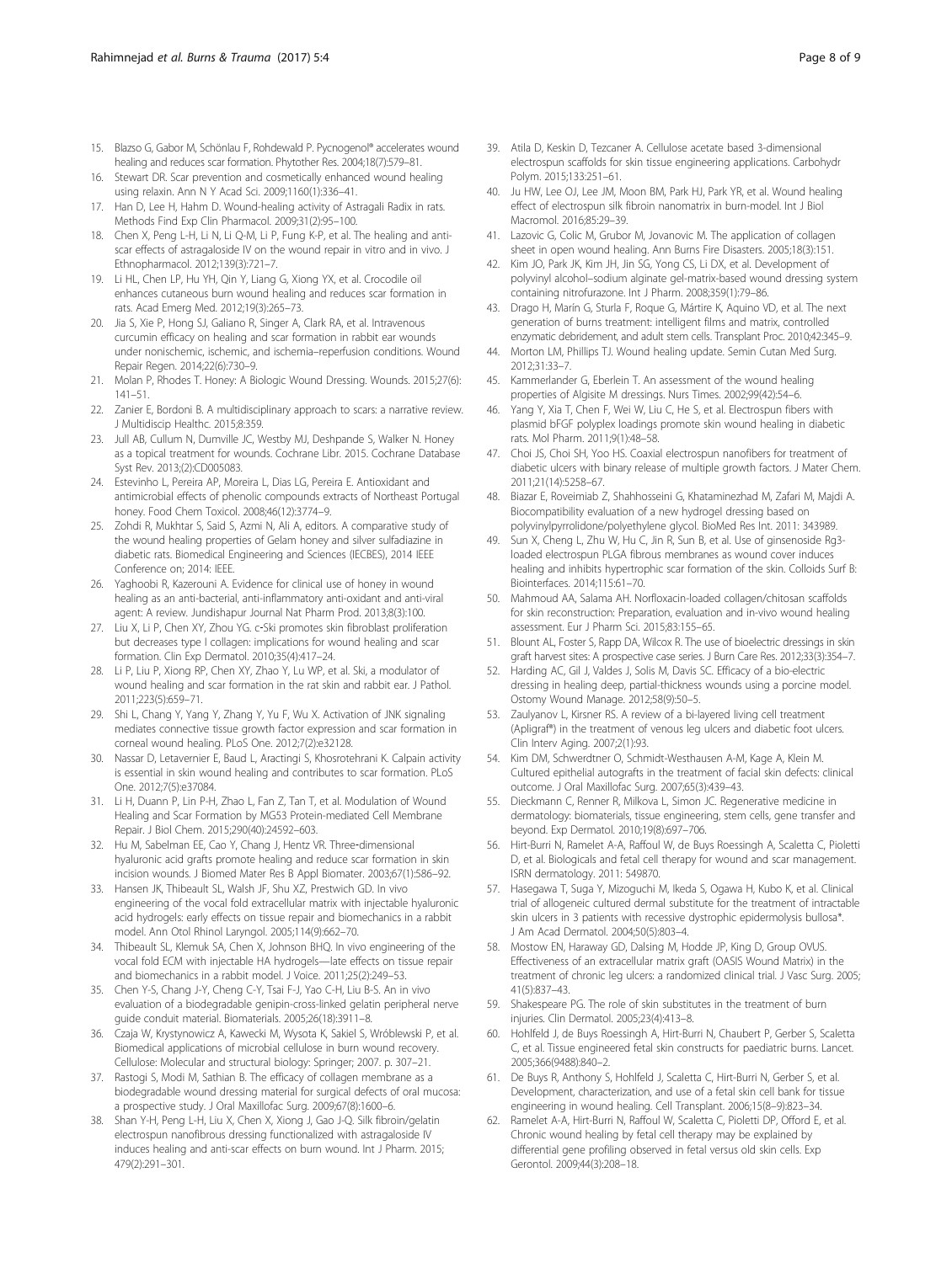15. Blazso G, Gabor M, Schönlau F, Rohdewald P. Pycnogenol® accelerates wound healing and reduces scar formation. Phytother Res. 2004;18(7):579–81.
16. Stewart DR. Scar prevention and cosmetically enhanced wound healing using relaxin. Ann N Y Acad Sci. 2009;1160(1):336–41.
17. Han D, Lee H, Hahm D. Wound-healing activity of Astragali Radix in rats. Methods Find Exp Clin Pharmacol. 2009;31(2):95–100.
18. Chen X, Peng L-H, Li N, Li Q-M, Li P, Fung K-P, et al. The healing and anti-scar effects of astragaloside IV on the wound repair in vitro and in vivo. J Ethnopharmacol. 2012;139(3):721–7.
19. Li HL, Chen LP, Hu YH, Qin Y, Liang G, Xiong YX, et al. Crocodile oil enhances cutaneous burn wound healing and reduces scar formation in rats. Acad Emerg Med. 2012;19(3):265–73.
20. Jia S, Xie P, Hong SJ, Galiano R, Singer A, Clark RA, et al. Intravenous curcumin efficacy on healing and scar formation in rabbit ear wounds under nonischemic, ischemic, and ischemia–reperfusion conditions. Wound Repair Regen. 2014;22(6):730–9.
21. Molan P, Rhodes T. Honey: A Biologic Wound Dressing. Wounds. 2015;27(6): 141–51.
22. Zanier E, Bordoni B. A multidisciplinary approach to scars: a narrative review. J Multidiscip Healthc. 2015;8:359.
23. Jull AB, Cullum N, Dumville JC, Westby MJ, Deshpande S, Walker N. Honey as a topical treatment for wounds. Cochrane Libr. 2015. Cochrane Database Syst Rev. 2013;(2):CD005083.
24. Estevinho L, Pereira AP, Moreira L, Dias LG, Pereira E. Antioxidant and antimicrobial effects of phenolic compounds extracts of Northeast Portugal honey. Food Chem Toxicol. 2008;46(12):3774–9.
25. Zohdi R, Mukhtar S, Said S, Azmi N, Ali A, editors. A comparative study of the wound healing properties of Gelam honey and silver sulfadiazine in diabetic rats. Biomedical Engineering and Sciences (IECBES), 2014 IEEE Conference on; 2014: IEEE.
26. Yaghoobi R, Kazerouni A. Evidence for clinical use of honey in wound healing as an anti-bacterial, anti-inflammatory anti-oxidant and anti-viral agent: A review. Jundishapur Journal Nat Pharm Prod. 2013;8(3):100.
27. Liu X, Li P, Chen XY, Zhou YG. c-Ski promotes skin fibroblast proliferation but decreases type I collagen: implications for wound healing and scar formation. Clin Exp Dermatol. 2010;35(4):417–24.
28. Li P, Liu P, Xiong RP, Chen XY, Zhao Y, Lu WP, et al. Ski, a modulator of wound healing and scar formation in the rat skin and rabbit ear. J Pathol. 2011;223(5):659–71.
29. Shi L, Chang Y, Yang Y, Zhang Y, Yu F, Wu X. Activation of JNK signaling mediates connective tissue growth factor expression and scar formation in corneal wound healing. PLoS One. 2012;7(2):e32128.
30. Nassar D, Letavernier E, Baud L, Aractingi S, Khosrotehrani K. Calpain activity is essential in skin wound healing and contributes to scar formation. PLoS One. 2012;7(5):e37084.
31. Li H, Duann P, Lin P-H, Zhao L, Fan Z, Tan T, et al. Modulation of Wound Healing and Scar Formation by MG53 Protein-mediated Cell Membrane Repair. J Biol Chem. 2015;290(40):24592–603.
32. Hu M, Sabelman EE, Cao Y, Chang J, Hentz VR. Three-dimensional hyaluronic acid grafts promote healing and reduce scar formation in skin incision wounds. J Biomed Mater Res B Appl Biomater. 2003;67(1):586–92.
33. Hansen JK, Thibeault SL, Walsh JF, Shu XZ, Prestwich GD. In vivo engineering of the vocal fold extracellular matrix with injectable hyaluronic acid hydrogels: early effects on tissue repair and biomechanics in a rabbit model. Ann Otol Rhinol Laryngol. 2005;114(9):662–70.
34. Thibeault SL, Klemuk SA, Chen X, Johnson BHQ. In vivo engineering of the vocal fold ECM with injectable HA hydrogels—late effects on tissue repair and biomechanics in a rabbit model. J Voice. 2011;25(2):249–53.
35. Chen Y-S, Chang J-Y, Cheng C-Y, Tsai F-J, Yao C-H, Liu B-S. An in vivo evaluation of a biodegradable genipin-cross-linked gelatin peripheral nerve guide conduit material. Biomaterials. 2005;26(18):3911–8.
36. Czaja W, Krystynowicz A, Kawecki M, Wysota K, Sakiel S, Wróblewski P, et al. Biomedical applications of microbial cellulose in burn wound recovery. Cellulose: Molecular and structural biology: Springer; 2007. p. 307–21.
37. Rastogi S, Modi M, Sathian B. The efficacy of collagen membrane as a biodegradable wound dressing material for surgical defects of oral mucosa: a prospective study. J Oral Maxillofac Surg. 2009;67(8):1600–6.
38. Shan Y-H, Peng L-H, Liu X, Chen X, Xiong J, Gao J-Q. Silk fibroin/gelatin electrospun nanofibrous dressing functionalized with astragaloside IV induces healing and anti-scar effects on burn wound. Int J Pharm. 2015; 479(2):291–301.
39. Atila D, Keskin D, Tezcaner A. Cellulose acetate based 3-dimensional electrospun scaffolds for skin tissue engineering applications. Carbohydr Polym. 2015;133:251–61.
40. Ju HW, Lee OJ, Lee JM, Moon BM, Park HJ, Park YR, et al. Wound healing effect of electrospun silk fibroin nanomatrix in burn-model. Int J Biol Macromol. 2016;85:29–39.
41. Lazovic G, Colic M, Grubor M, Jovanovic M. The application of collagen sheet in open wound healing. Ann Burns Fire Disasters. 2005;18(3):151.
42. Kim JO, Park JK, Kim JH, Jin SG, Yong CS, Li DX, et al. Development of polyvinyl alcohol–sodium alginate gel-matrix-based wound dressing system containing nitrofurazone. Int J Pharm. 2008;359(1):79–86.
43. Drago H, Marín G, Sturla F, Roque G, Mártire K, Aquino VD, et al. The next generation of burns treatment: intelligent films and matrix, controlled enzymatic debridement, and adult stem cells. Transplant Proc. 2010;42:345–9.
44. Morton LM, Phillips TJ. Wound healing update. Semin Cutan Med Surg. 2012;31:33–7.
45. Kammerlander G, Eberlein T. An assessment of the wound healing properties of Algisite M dressings. Nurs Times. 2002;99(42):54–6.
46. Yang Y, Xia T, Chen F, Wei W, Liu C, He S, et al. Electrospun fibers with plasmid bFGF polyplex loadings promote skin wound healing in diabetic rats. Mol Pharm. 2011;9(1):48–58.
47. Choi JS, Choi SH, Yoo HS. Coaxial electrospun nanofibers for treatment of diabetic ulcers with binary release of multiple growth factors. J Mater Chem. 2011;21(14):5258–67.
48. Biazar E, Roveimiab Z, Shahhosseini G, Khataminezhad M, Zafari M, Majdi A. Biocompatibility evaluation of a new hydrogel dressing based on polyvinylpyrrolidone/polyethylene glycol. BioMed Res Int. 2011: 343989.
49. Sun X, Cheng L, Zhu W, Hu C, Jin R, Sun B, et al. Use of ginsenoside Rg3-loaded electrospun PLGA fibrous membranes as wound cover induces healing and inhibits hypertrophic scar formation of the skin. Colloids Surf B: Biointerfaces. 2014;115:61–70.
50. Mahmoud AA, Salama AH. Norfloxacin-loaded collagen/chitosan scaffolds for skin reconstruction: Preparation, evaluation and in-vivo wound healing assessment. Eur J Pharm Sci. 2015;83:155–65.
51. Blount AL, Foster S, Rapp DA, Wilcox R. The use of bioelectric dressings in skin graft harvest sites: A prospective case series. J Burn Care Res. 2012;33(3):354–7.
52. Harding AC, Gil J, Valdes J, Solis M, Davis SC. Efficacy of a bio-electric dressing in healing deep, partial-thickness wounds using a porcine model. Ostomy Wound Manage. 2012;58(9):50–5.
53. Zaulyanov L, Kirsner RS. A review of a bi-layered living cell treatment (Apligraf®) in the treatment of venous leg ulcers and diabetic foot ulcers. Clin Interv Aging. 2007;2(1):93.
54. Kim DM, Schwerdtner O, Schmidt-Westhausen A-M, Kage A, Klein M. Cultured epithelial autografts in the treatment of facial skin defects: clinical outcome. J Oral Maxillofac Surg. 2007;65(3):439–43.
55. Dieckmann C, Renner R, Milkova L, Simon JC. Regenerative medicine in dermatology: biomaterials, tissue engineering, stem cells, gene transfer and beyond. Exp Dermatol. 2010;19(8):697–706.
56. Hirt-Burri N, Ramelet A-A, Raffoul W, de Buys Roessingh A, Scaletta C, Pioletti D, et al. Biologicals and fetal cell therapy for wound and scar management. ISRN dermatology. 2011: 549870.
57. Hasegawa T, Suga Y, Mizoguchi M, Ikeda S, Ogawa H, Kubo K, et al. Clinical trial of allogeneic cultured dermal substitute for the treatment of intractable skin ulcers in 3 patients with recessive dystrophic epidermolysis bullosa*. J Am Acad Dermatol. 2004;50(5):803–4.
58. Mostow EN, Haraway GD, Dalsing M, Hodde JP, King D, Group OVUS. Effectiveness of an extracellular matrix graft (OASIS Wound Matrix) in the treatment of chronic leg ulcers: a randomized clinical trial. J Vasc Surg. 2005; 41(5):837–43.
59. Shakespeare PG. The role of skin substitutes in the treatment of burn injuries. Clin Dermatol. 2005;23(4):413–8.
60. Hohlfeld J, de Buys Roessingh A, Hirt-Burri N, Chaubert P, Gerber S, Scaletta C, et al. Tissue engineered fetal skin constructs for paediatric burns. Lancet. 2005;366(9488):840–2.
61. De Buys R, Anthony S, Hohlfeld J, Scaletta C, Hirt-Burri N, Gerber S, et al. Development, characterization, and use of a fetal skin cell bank for tissue engineering in wound healing. Cell Transplant. 2006;15(8–9):823–34.
62. Ramelet A-A, Hirt-Burri N, Raffoul W, Scaletta C, Pioletti DP, Offord E, et al. Chronic wound healing by fetal cell therapy may be explained by differential gene profiling observed in fetal versus old skin cells. Exp Gerontol. 2009;44(3):208–18.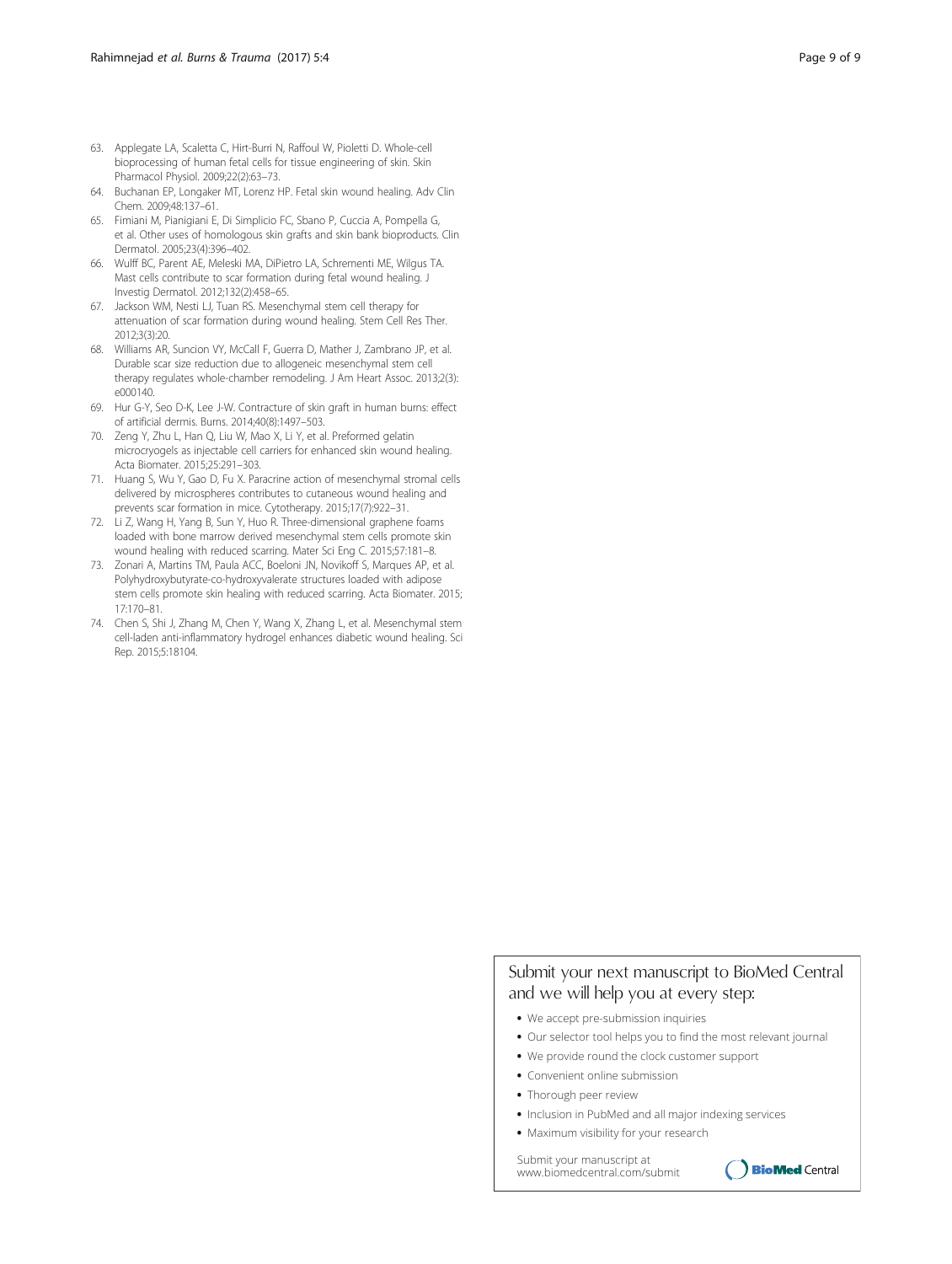63. Applegate LA, Scaletta C, Hirt-Burri N, Raffoul W, Pioletti D. Whole-cell bioprocessing of human fetal cells for tissue engineering of skin. Skin Pharmacol Physiol. 2009;22(2):63–73.
64. Buchanan EP, Longaker MT, Lorenz HP. Fetal skin wound healing. Adv Clin Chem. 2009;48:137–61.
65. Fimiani M, Pianigiani E, Di Simplicio FC, Sbano P, Cuccia A, Pompella G, et al. Other uses of homologous skin grafts and skin bank bioproducts. Clin Dermatol. 2005;23(4):396–402.
66. Wulff BC, Parent AE, Meleski MA, DiPietro LA, Schrementi ME, Wilgus TA. Mast cells contribute to scar formation during fetal wound healing. J Investig Dermatol. 2012;132(2):458–65.
67. Jackson WM, Nesti LJ, Tuan RS. Mesenchymal stem cell therapy for attenuation of scar formation during wound healing. Stem Cell Res Ther. 2012;3(3):20.
68. Williams AR, Suncion VY, McCall F, Guerra D, Mather J, Zambrano JP, et al. Durable scar size reduction due to allogeneic mesenchymal stem cell therapy regulates whole-chamber remodeling. J Am Heart Assoc. 2013;2(3):e000140.
69. Hur G-Y, Seo D-K, Lee J-W. Contracture of skin graft in human burns: effect of artificial dermis. Burns. 2014;40(8):1497–503.
70. Zeng Y, Zhu L, Han Q, Liu W, Mao X, Li Y, et al. Preformed gelatin microcryogels as injectable cell carriers for enhanced skin wound healing. Acta Biomater. 2015;25:291–303.
71. Huang S, Wu Y, Gao D, Fu X. Paracrine action of mesenchymal stromal cells delivered by microspheres contributes to cutaneous wound healing and prevents scar formation in mice. Cytotherapy. 2015;17(7):922–31.
72. Li Z, Wang H, Yang B, Sun Y, Huo R. Three-dimensional graphene foams loaded with bone marrow derived mesenchymal stem cells promote skin wound healing with reduced scarring. Mater Sci Eng C. 2015;57:181–8.
73. Zonari A, Martins TM, Paula ACC, Boeloni JN, Novikoff S, Marques AP, et al. Polyhydroxybutyrate-co-hydroxyvalerate structures loaded with adipose stem cells promote skin healing with reduced scarring. Acta Biomater. 2015;17:170–81.
74. Chen S, Shi J, Zhang M, Chen Y, Wang X, Zhang L, et al. Mesenchymal stem cell-laden anti-inflammatory hydrogel enhances diabetic wound healing. Sci Rep. 2015;5:18104.

Submit your next manuscript to BioMed Central and we will help you at every step:

- We accept pre-submission inquiries
- Our selector tool helps you to find the most relevant journal
- We provide round the clock customer support
- Convenient online submission
- Thorough peer review
- Inclusion in PubMed and all major indexing services
- Maximum visibility for your research

Submit your manuscript at
www.biomedcentral.com/submit

BioMed Central